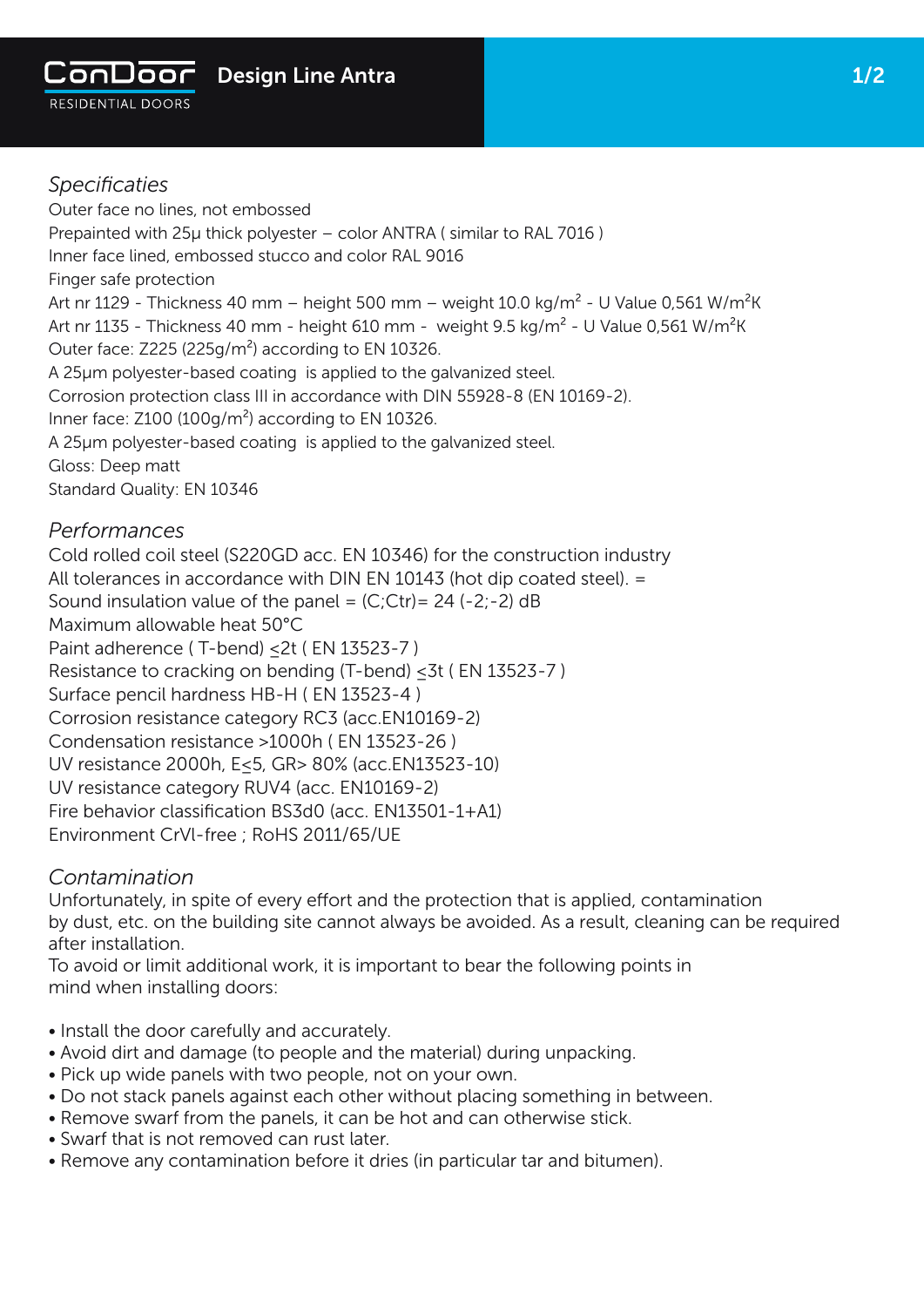# ConDoor RESIDENTIAL DOORS — Design Line Antra

## *Specificaties*

Outer face no lines, not embossed
Prepainted with 25µ thick polyester – color ANTRA ( similar to RAL 7016 )
Inner face lined, embossed stucco and color RAL 9016
Finger safe protection
Art nr 1129 - Thickness 40 mm – height 500 mm – weight 10.0 kg/m$^2$ - U Value 0,561 W/m$^2$K
Art nr 1135 - Thickness 40 mm - height 610 mm - weight 9.5 kg/m$^2$ - U Value 0,561 W/m$^2$K
Outer face: Z225 (225g/m$^2$) according to EN 10326.
A 25µm polyester-based coating is applied to the galvanized steel.
Corrosion protection class III in accordance with DIN 55928-8 (EN 10169-2).
Inner face: Z100 (100g/m$^2$) according to EN 10326.
A 25µm polyester-based coating is applied to the galvanized steel.
Gloss: Deep matt
Standard Quality: EN 10346

## *Performances*

Cold rolled coil steel (S220GD acc. EN 10346) for the construction industry
All tolerances in accordance with DIN EN 10143 (hot dip coated steel). =
Sound insulation value of the panel = (C;Ctr)= 24 (-2;-2) dB
Maximum allowable heat 50°C
Paint adherence ( T-bend) ≤2t ( EN 13523-7 )
Resistance to cracking on bending (T-bend) ≤3t ( EN 13523-7 )
Surface pencil hardness HB-H ( EN 13523-4 )
Corrosion resistance category RC3 (acc.EN10169-2)
Condensation resistance >1000h ( EN 13523-26 )
UV resistance 2000h, E≤5, GR> 80% (acc.EN13523-10)
UV resistance category RUV4 (acc. EN10169-2)
Fire behavior classification BS3d0 (acc. EN13501-1+A1)
Environment CrVI-free ; RoHS 2011/65/UE

## *Contamination*

Unfortunately, in spite of every effort and the protection that is applied, contamination by dust, etc. on the building site cannot always be avoided. As a result, cleaning can be required after installation.
To avoid or limit additional work, it is important to bear the following points in mind when installing doors:

- Install the door carefully and accurately.
- Avoid dirt and damage (to people and the material) during unpacking.
- Pick up wide panels with two people, not on your own.
- Do not stack panels against each other without placing something in between.
- Remove swarf from the panels, it can be hot and can otherwise stick.
- Swarf that is not removed can rust later.
- Remove any contamination before it dries (in particular tar and bitumen).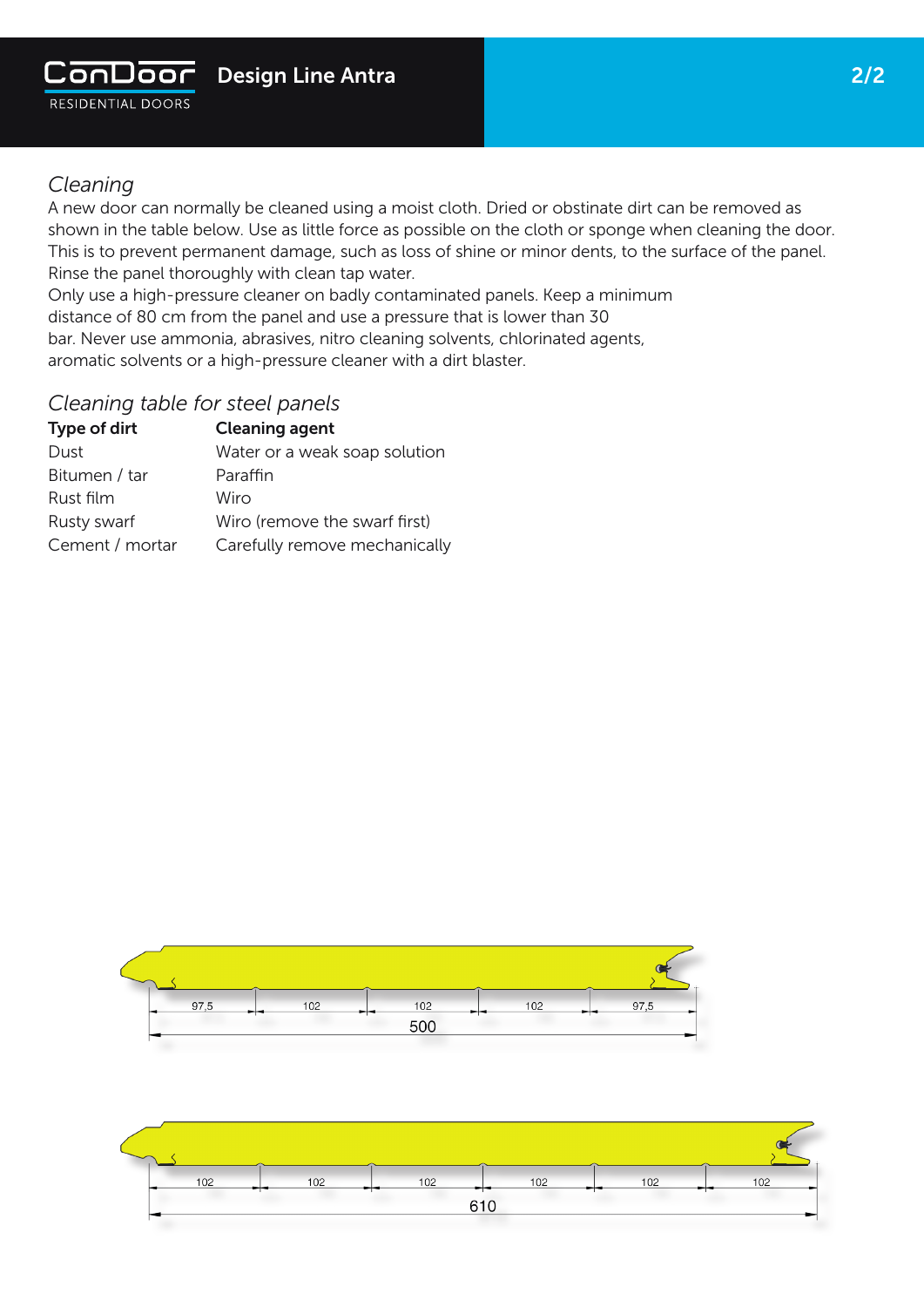## Cleaning

A new door can normally be cleaned using a moist cloth. Dried or obstinate dirt can be removed as shown in the table below. Use as little force as possible on the cloth or sponge when cleaning the door. This is to prevent permanent damage, such as loss of shine or minor dents, to the surface of the panel. Rinse the panel thoroughly with clean tap water.
Only use a high-pressure cleaner on badly contaminated panels. Keep a minimum distance of 80 cm from the panel and use a pressure that is lower than 30 bar. Never use ammonia, abrasives, nitro cleaning solvents, chlorinated agents, aromatic solvents or a high-pressure cleaner with a dirt blaster.

## Cleaning table for steel panels

| Type of dirt | Cleaning agent |
|---|---|
| Dust | Water or a weak soap solution |
| Bitumen / tar | Paraffin |
| Rust film | Wiro |
| Rusty swarf | Wiro (remove the swarf first) |
| Cement / mortar | Carefully remove mechanically |

97,5
102
102
102
97,5
500

102
102
102
102
102
102
610